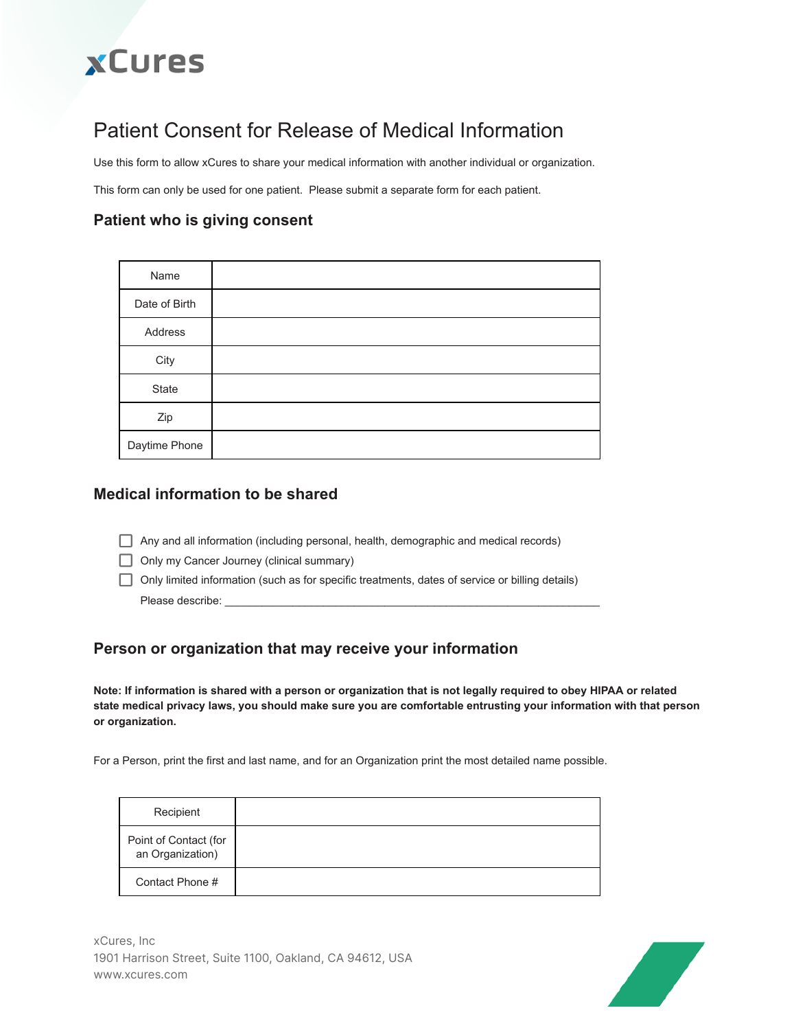xCures

# Patient Consent for Release of Medical Information

Use this form to allow xCures to share your medical information with another individual or organization.

This form can only be used for one patient. Please submit a separate form for each patient.

## Patient who is giving consent

| Name | |
|---|---|
| Date of Birth | |
| Address | |
| City | |
| State | |
| Zip | |
| Daytime Phone | |

## Medical information to be shared

- ☐ Any and all information (including personal, health, demographic and medical records)
- ☐ Only my Cancer Journey (clinical summary)
- ☐ Only limited information (such as for specific treatments, dates of service or billing details)

  Please describe: ____________________________________________________________

## Person or organization that may receive your information

**Note: If information is shared with a person or organization that is not legally required to obey HIPAA or related state medical privacy laws, you should make sure you are comfortable entrusting your information with that person or organization.**

For a Person, print the first and last name, and for an Organization print the most detailed name possible.

| Recipient | |
|---|---|
| Point of Contact (for an Organization) | |
| Contact Phone # | |

xCures, Inc
1901 Harrison Street, Suite 1100, Oakland, CA 94612, USA
www.xcures.com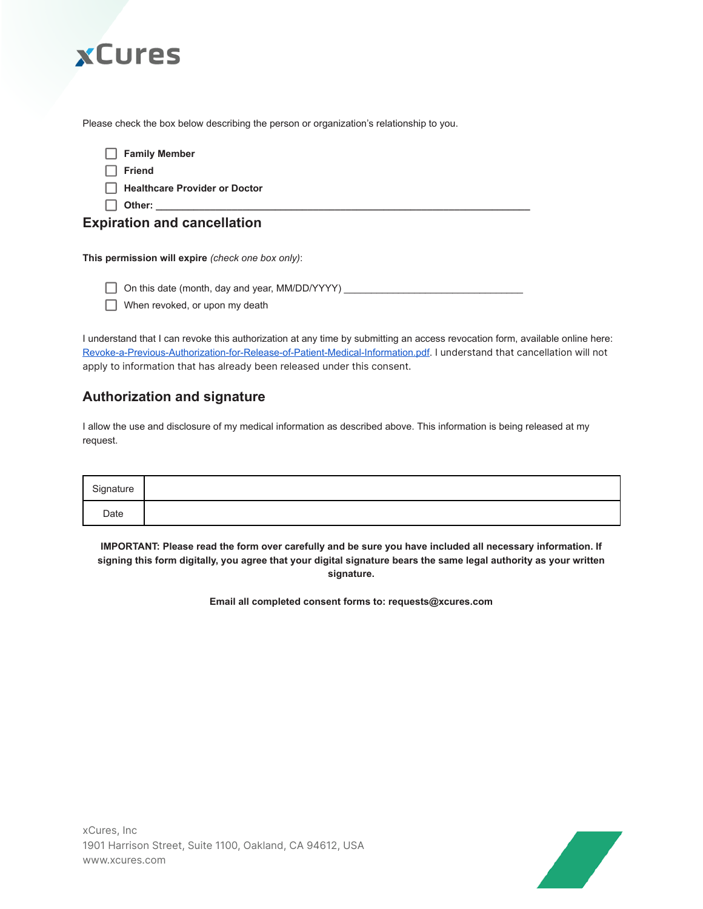Please check the box below describing the person or organization's relationship to you.

- ☐ **Family Member**
- ☐ **Friend**
- ☐ **Healthcare Provider or Doctor**
- ☐ **Other:** ___________________________________________________________

## Expiration and cancellation

**This permission will expire** *(check one box only)*:

- ☐ On this date (month, day and year, MM/DD/YYYY) ______________________________
- ☐ When revoked, or upon my death

I understand that I can revoke this authorization at any time by submitting an access revocation form, available online here: [Revoke-a-Previous-Authorization-for-Release-of-Patient-Medical-Information.pdf](Revoke-a-Previous-Authorization-for-Release-of-Patient-Medical-Information.pdf). I understand that cancellation will not apply to information that has already been released under this consent.

## Authorization and signature

I allow the use and disclosure of my medical information as described above. This information is being released at my request.

| | |
|---|---|
| Signature | |
| Date | |

**IMPORTANT: Please read the form over carefully and be sure you have included all necessary information. If signing this form digitally, you agree that your digital signature bears the same legal authority as your written signature.**

**Email all completed consent forms to: requests@xcures.com**

xCures, Inc
1901 Harrison Street, Suite 1100, Oakland, CA 94612, USA
www.xcures.com